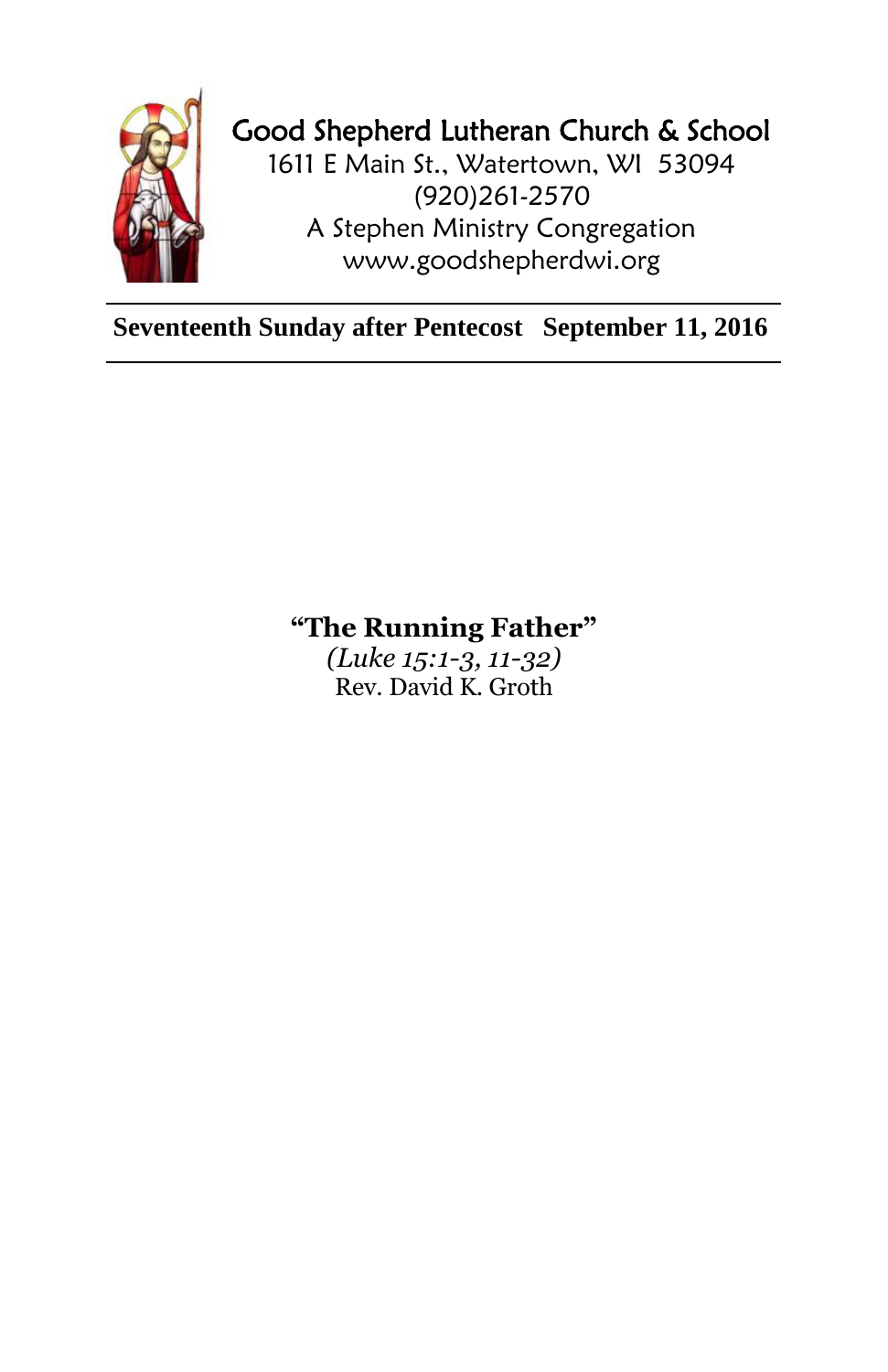# Good Shepherd Lutheran Church & School

1611 E Main St., Watertown, WI 53094
(920)261-2570
A Stephen Ministry Congregation
www.goodshepherdwi.org

---

**Seventeenth Sunday after Pentecost September 11, 2016**

---

## "The Running Father"

*(Luke 15:1-3, 11-32)*

Rev. David K. Groth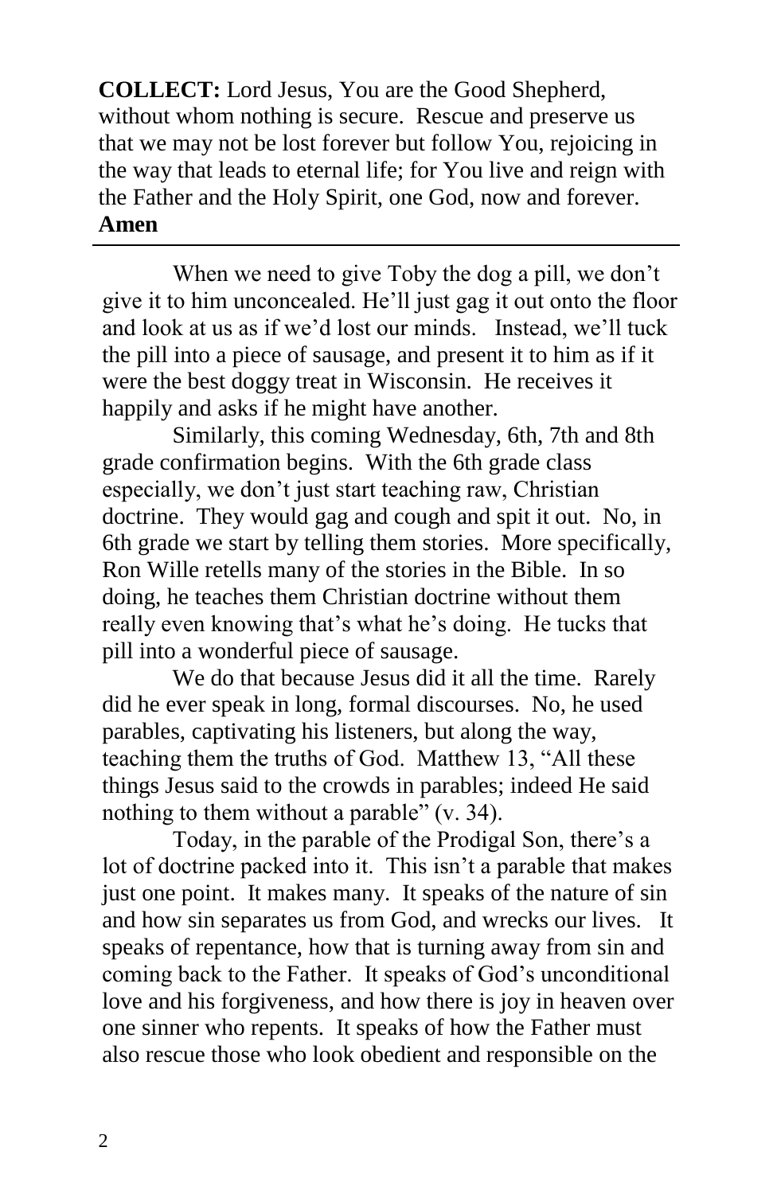**COLLECT:** Lord Jesus, You are the Good Shepherd, without whom nothing is secure. Rescue and preserve us that we may not be lost forever but follow You, rejoicing in the way that leads to eternal life; for You live and reign with the Father and the Holy Spirit, one God, now and forever. **Amen**

---

When we need to give Toby the dog a pill, we don't give it to him unconcealed. He'll just gag it out onto the floor and look at us as if we'd lost our minds. Instead, we'll tuck the pill into a piece of sausage, and present it to him as if it were the best doggy treat in Wisconsin. He receives it happily and asks if he might have another.

Similarly, this coming Wednesday, 6th, 7th and 8th grade confirmation begins. With the 6th grade class especially, we don't just start teaching raw, Christian doctrine. They would gag and cough and spit it out. No, in 6th grade we start by telling them stories. More specifically, Ron Wille retells many of the stories in the Bible. In so doing, he teaches them Christian doctrine without them really even knowing that's what he's doing. He tucks that pill into a wonderful piece of sausage.

We do that because Jesus did it all the time. Rarely did he ever speak in long, formal discourses. No, he used parables, captivating his listeners, but along the way, teaching them the truths of God. Matthew 13, "All these things Jesus said to the crowds in parables; indeed He said nothing to them without a parable" (v. 34).

Today, in the parable of the Prodigal Son, there's a lot of doctrine packed into it. This isn't a parable that makes just one point. It makes many. It speaks of the nature of sin and how sin separates us from God, and wrecks our lives. It speaks of repentance, how that is turning away from sin and coming back to the Father. It speaks of God's unconditional love and his forgiveness, and how there is joy in heaven over one sinner who repents. It speaks of how the Father must also rescue those who look obedient and responsible on the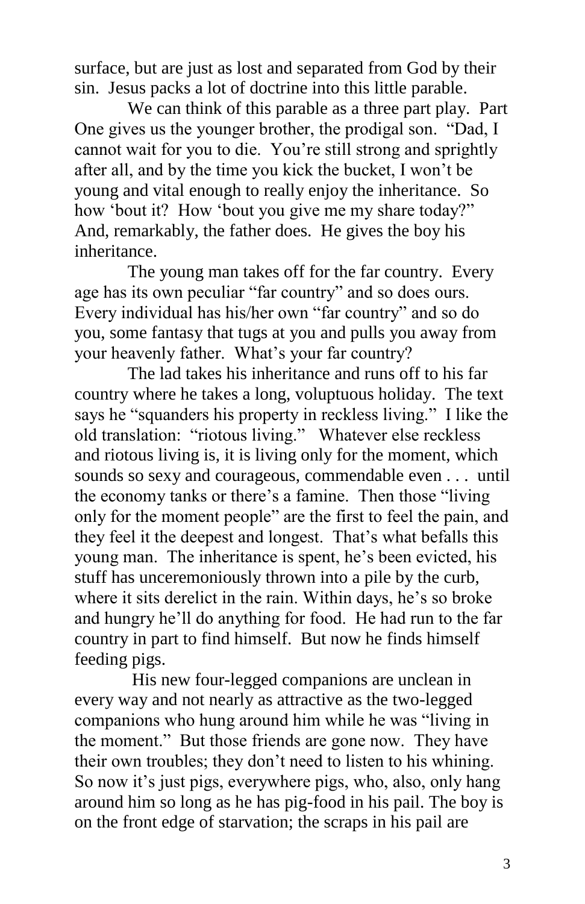surface, but are just as lost and separated from God by their sin. Jesus packs a lot of doctrine into this little parable.

We can think of this parable as a three part play. Part One gives us the younger brother, the prodigal son. "Dad, I cannot wait for you to die. You're still strong and sprightly after all, and by the time you kick the bucket, I won't be young and vital enough to really enjoy the inheritance. So how 'bout it? How 'bout you give me my share today?" And, remarkably, the father does. He gives the boy his inheritance.

The young man takes off for the far country. Every age has its own peculiar "far country" and so does ours. Every individual has his/her own "far country" and so do you, some fantasy that tugs at you and pulls you away from your heavenly father. What's your far country?

The lad takes his inheritance and runs off to his far country where he takes a long, voluptuous holiday. The text says he "squanders his property in reckless living." I like the old translation: "riotous living." Whatever else reckless and riotous living is, it is living only for the moment, which sounds so sexy and courageous, commendable even . . . until the economy tanks or there's a famine. Then those "living only for the moment people" are the first to feel the pain, and they feel it the deepest and longest. That's what befalls this young man. The inheritance is spent, he's been evicted, his stuff has unceremoniously thrown into a pile by the curb, where it sits derelict in the rain. Within days, he's so broke and hungry he'll do anything for food. He had run to the far country in part to find himself. But now he finds himself feeding pigs.

His new four-legged companions are unclean in every way and not nearly as attractive as the two-legged companions who hung around him while he was "living in the moment." But those friends are gone now. They have their own troubles; they don't need to listen to his whining. So now it's just pigs, everywhere pigs, who, also, only hang around him so long as he has pig-food in his pail. The boy is on the front edge of starvation; the scraps in his pail are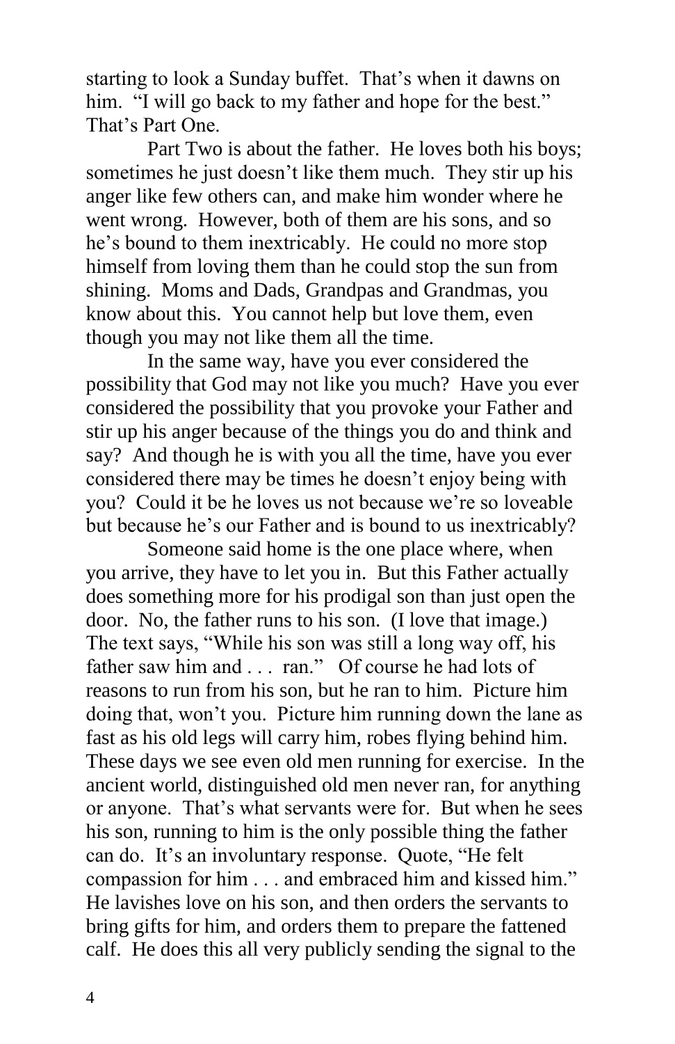starting to look a Sunday buffet. That's when it dawns on him. "I will go back to my father and hope for the best." That's Part One.

Part Two is about the father. He loves both his boys; sometimes he just doesn't like them much. They stir up his anger like few others can, and make him wonder where he went wrong. However, both of them are his sons, and so he's bound to them inextricably. He could no more stop himself from loving them than he could stop the sun from shining. Moms and Dads, Grandpas and Grandmas, you know about this. You cannot help but love them, even though you may not like them all the time.

In the same way, have you ever considered the possibility that God may not like you much? Have you ever considered the possibility that you provoke your Father and stir up his anger because of the things you do and think and say? And though he is with you all the time, have you ever considered there may be times he doesn't enjoy being with you? Could it be he loves us not because we're so loveable but because he's our Father and is bound to us inextricably?

Someone said home is the one place where, when you arrive, they have to let you in. But this Father actually does something more for his prodigal son than just open the door. No, the father runs to his son. (I love that image.) The text says, "While his son was still a long way off, his father saw him and . . . ran." Of course he had lots of reasons to run from his son, but he ran to him. Picture him doing that, won't you. Picture him running down the lane as fast as his old legs will carry him, robes flying behind him. These days we see even old men running for exercise. In the ancient world, distinguished old men never ran, for anything or anyone. That's what servants were for. But when he sees his son, running to him is the only possible thing the father can do. It's an involuntary response. Quote, "He felt compassion for him . . . and embraced him and kissed him." He lavishes love on his son, and then orders the servants to bring gifts for him, and orders them to prepare the fattened calf. He does this all very publicly sending the signal to the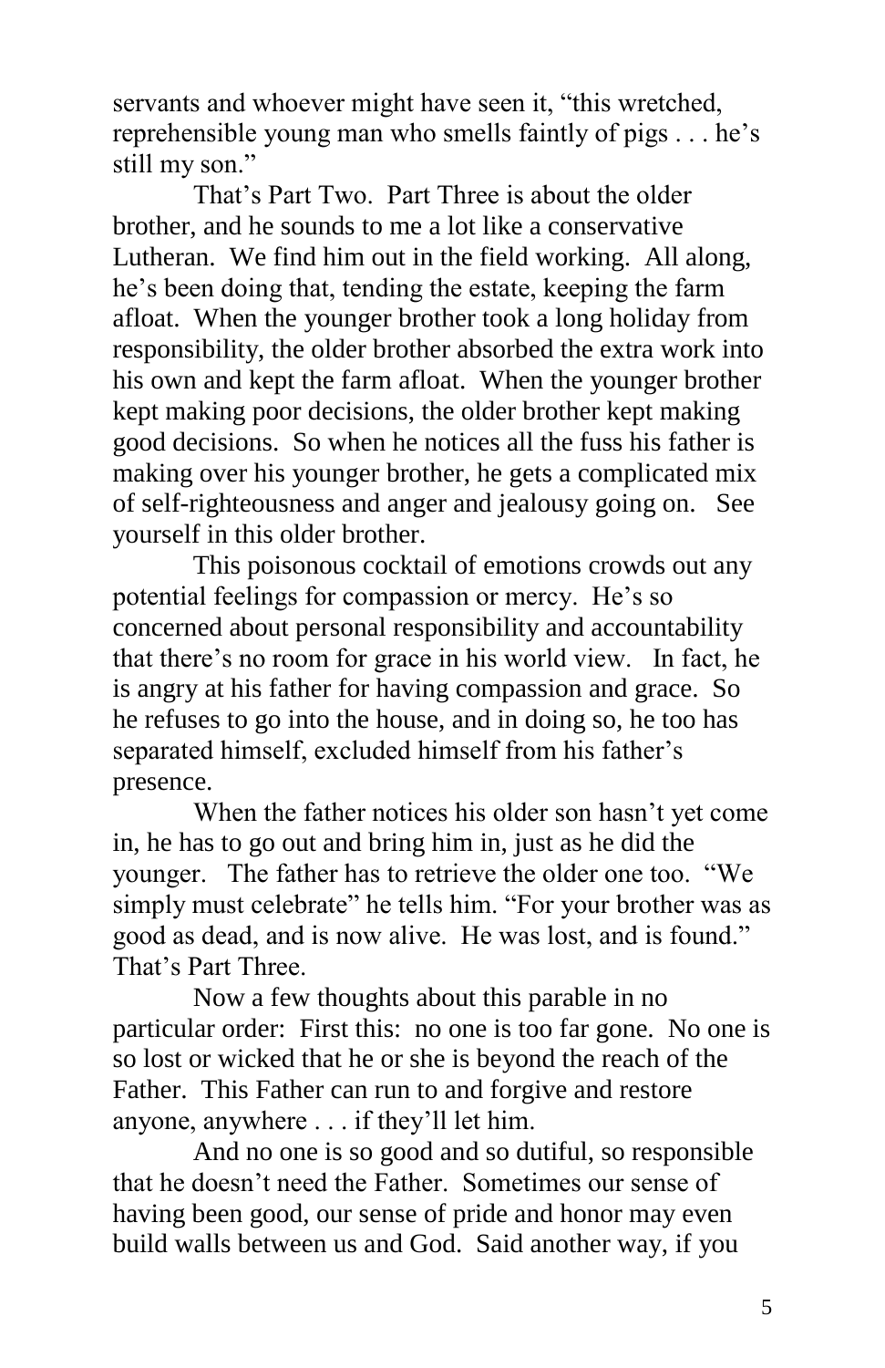servants and whoever might have seen it, “this wretched, reprehensible young man who smells faintly of pigs . . . he’s still my son.”

That’s Part Two. Part Three is about the older brother, and he sounds to me a lot like a conservative Lutheran. We find him out in the field working. All along, he’s been doing that, tending the estate, keeping the farm afloat. When the younger brother took a long holiday from responsibility, the older brother absorbed the extra work into his own and kept the farm afloat. When the younger brother kept making poor decisions, the older brother kept making good decisions. So when he notices all the fuss his father is making over his younger brother, he gets a complicated mix of self-righteousness and anger and jealousy going on. See yourself in this older brother.

This poisonous cocktail of emotions crowds out any potential feelings for compassion or mercy. He’s so concerned about personal responsibility and accountability that there’s no room for grace in his world view. In fact, he is angry at his father for having compassion and grace. So he refuses to go into the house, and in doing so, he too has separated himself, excluded himself from his father’s presence.

When the father notices his older son hasn’t yet come in, he has to go out and bring him in, just as he did the younger. The father has to retrieve the older one too. “We simply must celebrate” he tells him. “For your brother was as good as dead, and is now alive. He was lost, and is found.” That’s Part Three.

Now a few thoughts about this parable in no particular order: First this: no one is too far gone. No one is so lost or wicked that he or she is beyond the reach of the Father. This Father can run to and forgive and restore anyone, anywhere . . . if they’ll let him.

And no one is so good and so dutiful, so responsible that he doesn’t need the Father. Sometimes our sense of having been good, our sense of pride and honor may even build walls between us and God. Said another way, if you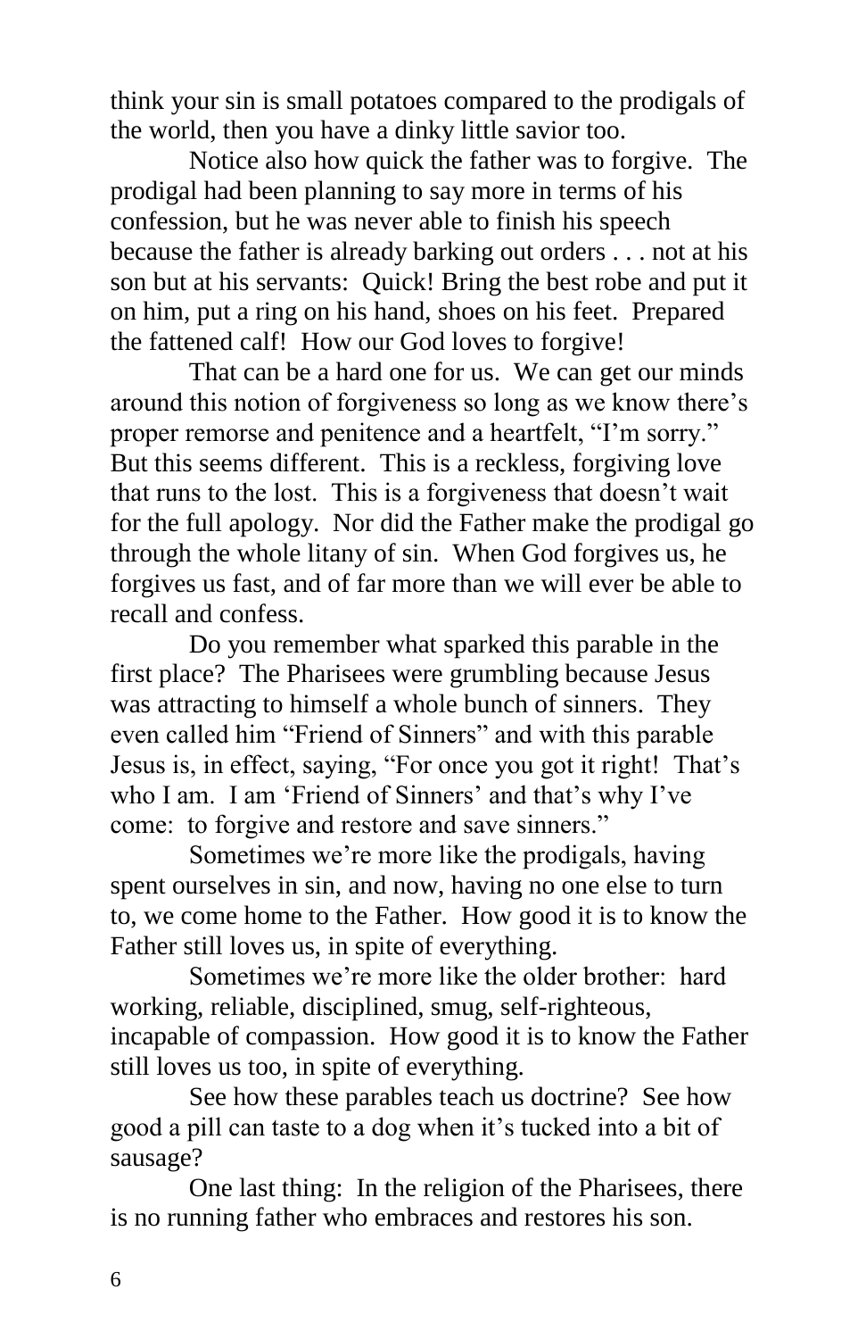think your sin is small potatoes compared to the prodigals of the world, then you have a dinky little savior too.

Notice also how quick the father was to forgive. The prodigal had been planning to say more in terms of his confession, but he was never able to finish his speech because the father is already barking out orders . . . not at his son but at his servants: Quick! Bring the best robe and put it on him, put a ring on his hand, shoes on his feet. Prepared the fattened calf! How our God loves to forgive!

That can be a hard one for us. We can get our minds around this notion of forgiveness so long as we know there's proper remorse and penitence and a heartfelt, "I'm sorry." But this seems different. This is a reckless, forgiving love that runs to the lost. This is a forgiveness that doesn't wait for the full apology. Nor did the Father make the prodigal go through the whole litany of sin. When God forgives us, he forgives us fast, and of far more than we will ever be able to recall and confess.

Do you remember what sparked this parable in the first place? The Pharisees were grumbling because Jesus was attracting to himself a whole bunch of sinners. They even called him "Friend of Sinners" and with this parable Jesus is, in effect, saying, "For once you got it right! That's who I am. I am 'Friend of Sinners' and that's why I've come: to forgive and restore and save sinners."

Sometimes we're more like the prodigals, having spent ourselves in sin, and now, having no one else to turn to, we come home to the Father. How good it is to know the Father still loves us, in spite of everything.

Sometimes we're more like the older brother: hard working, reliable, disciplined, smug, self-righteous, incapable of compassion. How good it is to know the Father still loves us too, in spite of everything.

See how these parables teach us doctrine? See how good a pill can taste to a dog when it's tucked into a bit of sausage?

One last thing: In the religion of the Pharisees, there is no running father who embraces and restores his son.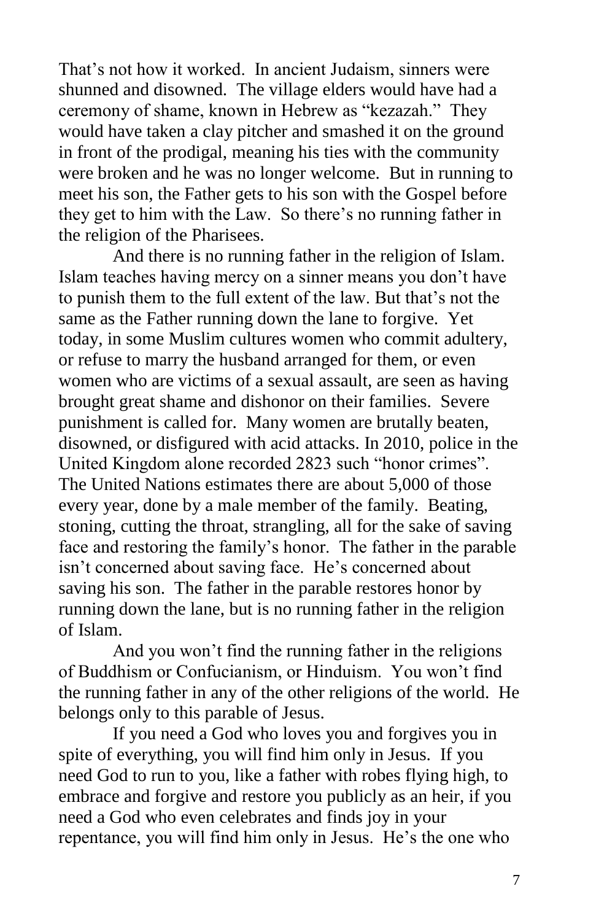That's not how it worked. In ancient Judaism, sinners were shunned and disowned. The village elders would have had a ceremony of shame, known in Hebrew as "kezazah." They would have taken a clay pitcher and smashed it on the ground in front of the prodigal, meaning his ties with the community were broken and he was no longer welcome. But in running to meet his son, the Father gets to his son with the Gospel before they get to him with the Law. So there's no running father in the religion of the Pharisees.

And there is no running father in the religion of Islam. Islam teaches having mercy on a sinner means you don't have to punish them to the full extent of the law. But that's not the same as the Father running down the lane to forgive. Yet today, in some Muslim cultures women who commit adultery, or refuse to marry the husband arranged for them, or even women who are victims of a sexual assault, are seen as having brought great shame and dishonor on their families. Severe punishment is called for. Many women are brutally beaten, disowned, or disfigured with acid attacks. In 2010, police in the United Kingdom alone recorded 2823 such "honor crimes". The United Nations estimates there are about 5,000 of those every year, done by a male member of the family. Beating, stoning, cutting the throat, strangling, all for the sake of saving face and restoring the family's honor. The father in the parable isn't concerned about saving face. He's concerned about saving his son. The father in the parable restores honor by running down the lane, but is no running father in the religion of Islam.

And you won't find the running father in the religions of Buddhism or Confucianism, or Hinduism. You won't find the running father in any of the other religions of the world. He belongs only to this parable of Jesus.

If you need a God who loves you and forgives you in spite of everything, you will find him only in Jesus. If you need God to run to you, like a father with robes flying high, to embrace and forgive and restore you publicly as an heir, if you need a God who even celebrates and finds joy in your repentance, you will find him only in Jesus. He's the one who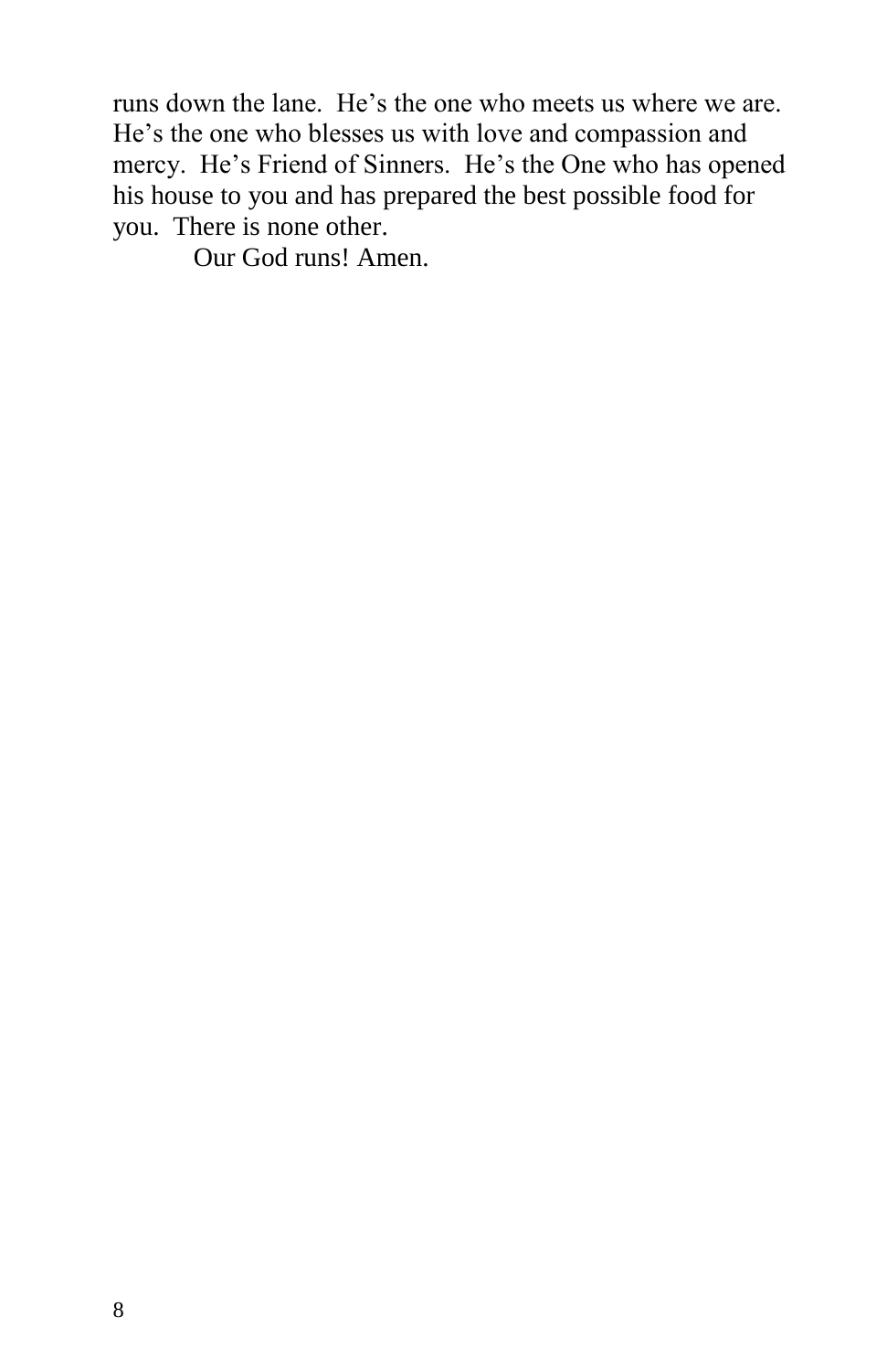runs down the lane. He's the one who meets us where we are. He's the one who blesses us with love and compassion and mercy. He's Friend of Sinners. He's the One who has opened his house to you and has prepared the best possible food for you. There is none other.

Our God runs! Amen.